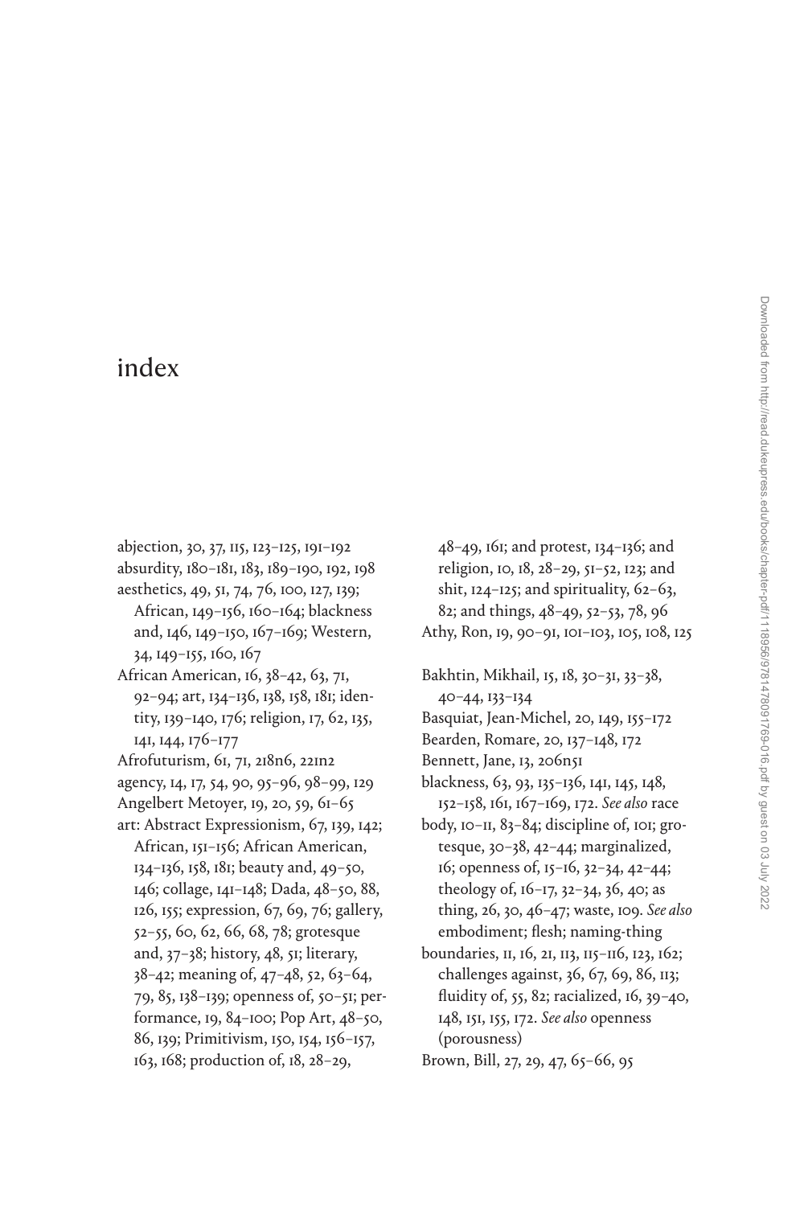# index

abjection, 30, 37, 115, 123–125, 191–192

absurdity, 180–181, 183, 189–190, 192, 198

aesthetics, 49, 51, 74, 76, 100, 127, 139; African, 149–156, 160–164; blackness and, 146, 149–150, 167–169; Western, 34, 149–155, 160, 167

African American, 16, 38–42, 63, 71, 92–94; art, 134–136, 138, 158, 181; identity, 139–140, 176; religion, 17, 62, 135, 141, 144, 176–177

Afrofuturism, 61, 71, 218n6, 221n2

agency, 14, 17, 54, 90, 95–96, 98–99, 129

Angelbert Metoyer, 19, 20, 59, 61–65

art: Abstract Expressionism, 67, 139, 142; African, 151–156; African American, 134–136, 158, 181; beauty and, 49–50, 146; collage, 141–148; Dada, 48–50, 88, 126, 155; expression, 67, 69, 76; gallery, 52–55, 60, 62, 66, 68, 78; grotesque and, 37–38; history, 48, 51; literary, 38–42; meaning of, 47–48, 52, 63–64, 79, 85, 138–139; openness of, 50–51; performance, 19, 84–100; Pop Art, 48–50, 86, 139; Primitivism, 150, 154, 156–157, 163, 168; production of, 18, 28–29, 48–49, 161; and protest, 134–136; and religion, 10, 18, 28–29, 51–52, 123; and shit, 124–125; and spirituality, 62–63, 82; and things, 48–49, 52–53, 78, 96

Athy, Ron, 19, 90–91, 101–103, 105, 108, 125

Bakhtin, Mikhail, 15, 18, 30–31, 33–38, 40–44, 133–134

Basquiat, Jean-Michel, 20, 149, 155–172

Bearden, Romare, 20, 137–148, 172

Bennett, Jane, 13, 206n51

blackness, 63, 93, 135–136, 141, 145, 148, 152–158, 161, 167–169, 172. *See also* race

body, 10–11, 83–84; discipline of, 101; grotesque, 30–38, 42–44; marginalized, 16; openness of, 15–16, 32–34, 42–44; theology of, 16–17, 32–34, 36, 40; as thing, 26, 30, 46–47; waste, 109. *See also* embodiment; flesh; naming-thing

boundaries, 11, 16, 21, 113, 115–116, 123, 162; challenges against, 36, 67, 69, 86, 113; fluidity of, 55, 82; racialized, 16, 39–40, 148, 151, 155, 172. *See also* openness (porousness)

Brown, Bill, 27, 29, 47, 65–66, 95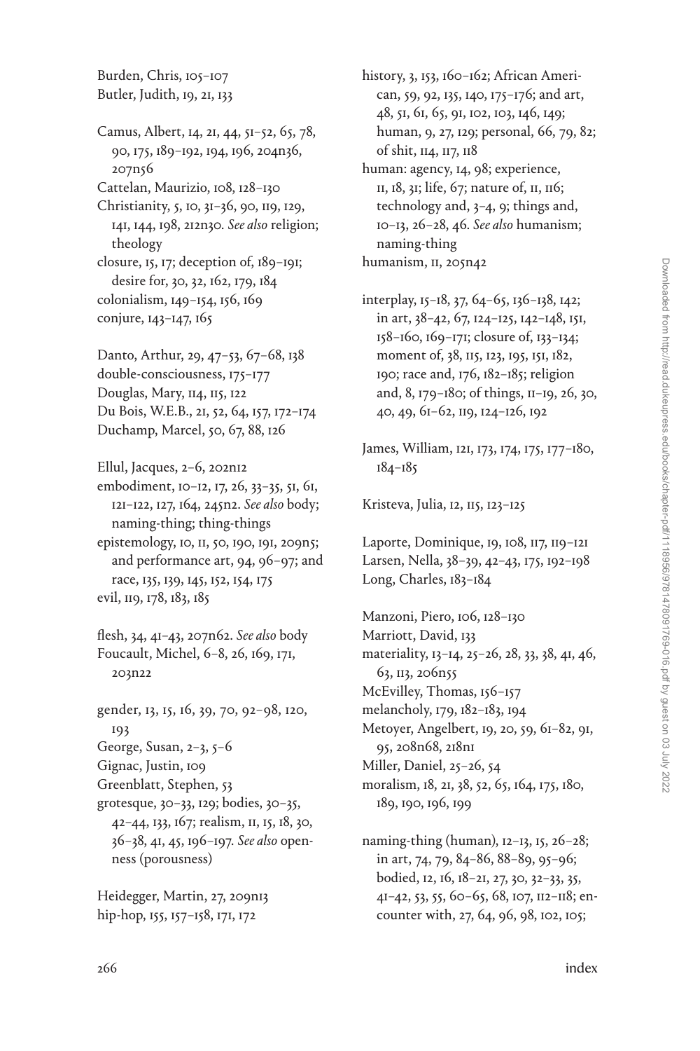Burden, Chris, 105–107
Butler, Judith, 19, 21, 133

Camus, Albert, 14, 21, 44, 51–52, 65, 78, 90, 175, 189–192, 194, 196, 204n36, 207n56
Cattelan, Maurizio, 108, 128–130
Christianity, 5, 10, 31–36, 90, 119, 129, 141, 144, 198, 212n30. *See also* religion; theology
closure, 15, 17; deception of, 189–191; desire for, 30, 32, 162, 179, 184
colonialism, 149–154, 156, 169
conjure, 143–147, 165

Danto, Arthur, 29, 47–53, 67–68, 138
double-consciousness, 175–177
Douglas, Mary, 114, 115, 122
Du Bois, W.E.B., 21, 52, 64, 157, 172–174
Duchamp, Marcel, 50, 67, 88, 126

Ellul, Jacques, 2–6, 202n12
embodiment, 10–12, 17, 26, 33–35, 51, 61, 121–122, 127, 164, 245n2. *See also* body; naming-thing; thing-things
epistemology, 10, 11, 50, 190, 191, 209n5; and performance art, 94, 96–97; and race, 135, 139, 145, 152, 154, 175
evil, 119, 178, 183, 185

flesh, 34, 41–43, 207n62. *See also* body
Foucault, Michel, 6–8, 26, 169, 171, 203n22

gender, 13, 15, 16, 39, 70, 92–98, 120, 193
George, Susan, 2–3, 5–6
Gignac, Justin, 109
Greenblatt, Stephen, 53
grotesque, 30–33, 129; bodies, 30–35, 42–44, 133, 167; realism, 11, 15, 18, 30, 36–38, 41, 45, 196–197. *See also* openness (porousness)

Heidegger, Martin, 27, 209n13
hip-hop, 155, 157–158, 171, 172
history, 3, 153, 160–162; African American, 59, 92, 135, 140, 175–176; and art, 48, 51, 61, 65, 91, 102, 103, 146, 149; human, 9, 27, 129; personal, 66, 79, 82; of shit, 114, 117, 118
human: agency, 14, 98; experience, 11, 18, 31; life, 67; nature of, 11, 116; technology and, 3–4, 9; things and, 10–13, 26–28, 46. *See also* humanism; naming-thing
humanism, 11, 205n42

interplay, 15–18, 37, 64–65, 136–138, 142; in art, 38–42, 67, 124–125, 142–148, 151, 158–160, 169–171; closure of, 133–134; moment of, 38, 115, 123, 195, 151, 182, 190; race and, 176, 182–185; religion and, 8, 179–180; of things, 11–19, 26, 30, 40, 49, 61–62, 119, 124–126, 192

James, William, 121, 173, 174, 175, 177–180, 184–185

Kristeva, Julia, 12, 115, 123–125

Laporte, Dominique, 19, 108, 117, 119–121
Larsen, Nella, 38–39, 42–43, 175, 192–198
Long, Charles, 183–184

Manzoni, Piero, 106, 128–130
Marriott, David, 133
materiality, 13–14, 25–26, 28, 33, 38, 41, 46, 63, 113, 206n55
McEvilley, Thomas, 156–157
melancholy, 179, 182–183, 194
Metoyer, Angelbert, 19, 20, 59, 61–82, 91, 95, 208n68, 218n1
Miller, Daniel, 25–26, 54
moralism, 18, 21, 38, 52, 65, 164, 175, 180, 189, 190, 196, 199

naming-thing (human), 12–13, 15, 26–28; in art, 74, 79, 84–86, 88–89, 95–96; bodied, 12, 16, 18–21, 27, 30, 32–33, 35, 41–42, 53, 55, 60–65, 68, 107, 112–118; encounter with, 27, 64, 96, 98, 102, 105;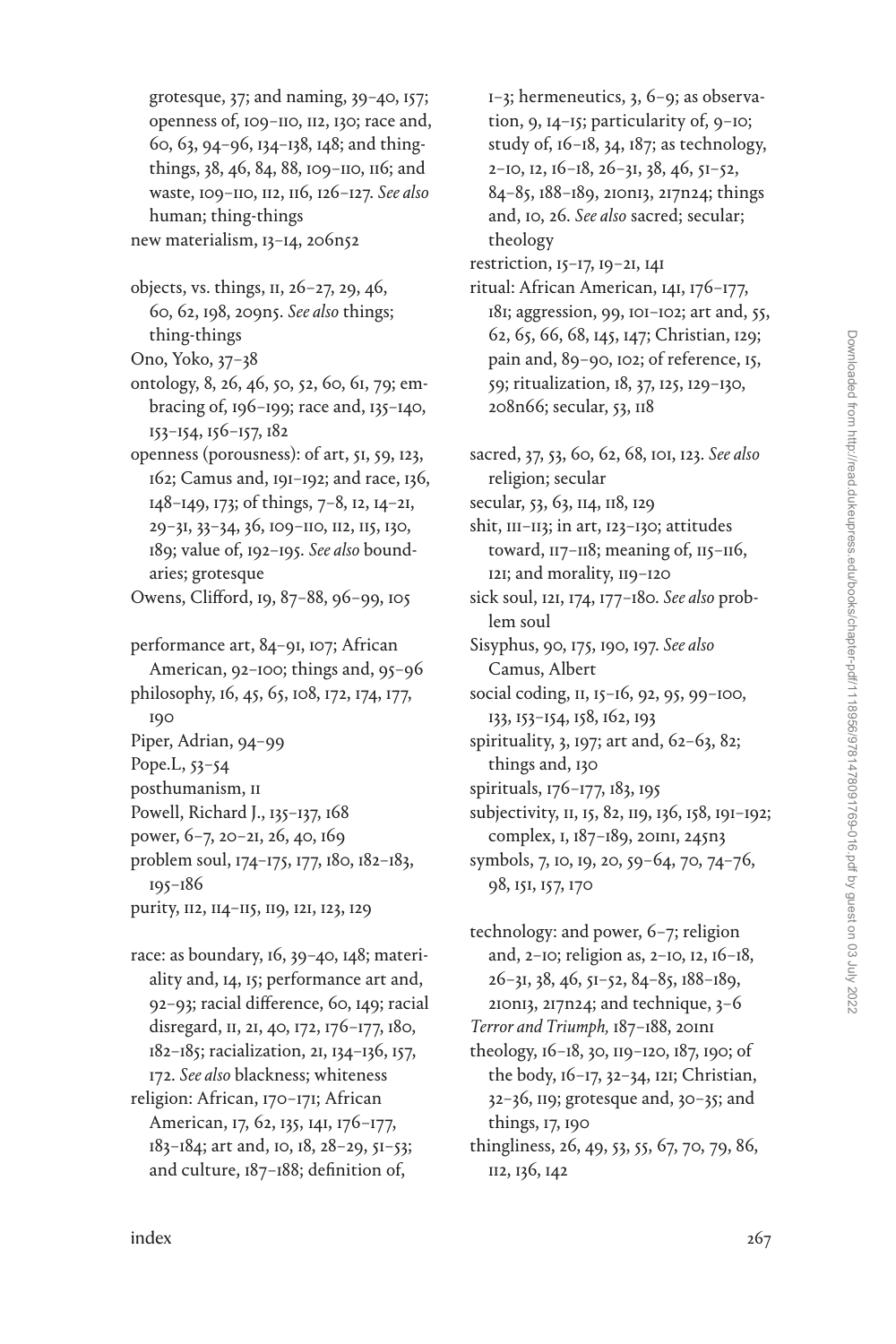grotesque, 37; and naming, 39–40, 157; openness of, 109–110, 112, 130; race and, 60, 63, 94–96, 134–138, 148; and thing-things, 38, 46, 84, 88, 109–110, 116; and waste, 109–110, 112, 116, 126–127. *See also* human; thing-things

new materialism, 13–14, 206n52

objects, vs. things, 11, 26–27, 29, 46, 60, 62, 198, 209n5. *See also* things; thing-things

Ono, Yoko, 37–38

ontology, 8, 26, 46, 50, 52, 60, 61, 79; embracing of, 196–199; race and, 135–140, 153–154, 156–157, 182

openness (porousness): of art, 51, 59, 123, 162; Camus and, 191–192; and race, 136, 148–149, 173; of things, 7–8, 12, 14–21, 29–31, 33–34, 36, 109–110, 112, 115, 130, 189; value of, 192–195. *See also* boundaries; grotesque

Owens, Clifford, 19, 87–88, 96–99, 105

performance art, 84–91, 107; African American, 92–100; things and, 95–96

philosophy, 16, 45, 65, 108, 172, 174, 177, 190

Piper, Adrian, 94–99

Pope.L, 53–54

posthumanism, 11

Powell, Richard J., 135–137, 168

power, 6–7, 20–21, 26, 40, 169

problem soul, 174–175, 177, 180, 182–183, 195–186

purity, 112, 114–115, 119, 121, 123, 129

race: as boundary, 16, 39–40, 148; materiality and, 14, 15; performance art and, 92–93; racial difference, 60, 149; racial disregard, 11, 21, 40, 172, 176–177, 180, 182–185; racialization, 21, 134–136, 157, 172. *See also* blackness; whiteness

religion: African, 170–171; African American, 17, 62, 135, 141, 176–177, 183–184; art and, 10, 18, 28–29, 51–53; and culture, 187–188; definition of, 1–3; hermeneutics, 3, 6–9; as observation, 9, 14–15; particularity of, 9–10; study of, 16–18, 34, 187; as technology, 2–10, 12, 16–18, 26–31, 38, 46, 51–52, 84–85, 188–189, 210n13, 217n24; things and, 10, 26. *See also* sacred; secular; theology

restriction, 15–17, 19–21, 141

ritual: African American, 141, 176–177, 181; aggression, 99, 101–102; art and, 55, 62, 65, 66, 68, 145, 147; Christian, 129; pain and, 89–90, 102; of reference, 15, 59; ritualization, 18, 37, 125, 129–130, 208n66; secular, 53, 118

sacred, 37, 53, 60, 62, 68, 101, 123. *See also* religion; secular

secular, 53, 63, 114, 118, 129

shit, 111–113; in art, 123–130; attitudes toward, 117–118; meaning of, 115–116, 121; and morality, 119–120

sick soul, 121, 174, 177–180. *See also* problem soul

Sisyphus, 90, 175, 190, 197. *See also* Camus, Albert

social coding, 11, 15–16, 92, 95, 99–100, 133, 153–154, 158, 162, 193

spirituality, 3, 197; art and, 62–63, 82; things and, 130

spirituals, 176–177, 183, 195

subjectivity, 11, 15, 82, 119, 136, 158, 191–192; complex, 1, 187–189, 201n1, 245n3

symbols, 7, 10, 19, 20, 59–64, 70, 74–76, 98, 151, 157, 170

technology: and power, 6–7; religion and, 2–10; religion as, 2–10, 12, 16–18, 26–31, 38, 46, 51–52, 84–85, 188–189, 210n13, 217n24; and technique, 3–6

*Terror and Triumph,* 187–188, 201n1

theology, 16–18, 30, 119–120, 187, 190; of the body, 16–17, 32–34, 121; Christian, 32–36, 119; grotesque and, 30–35; and things, 17, 190

thingliness, 26, 49, 53, 55, 67, 70, 79, 86, 112, 136, 142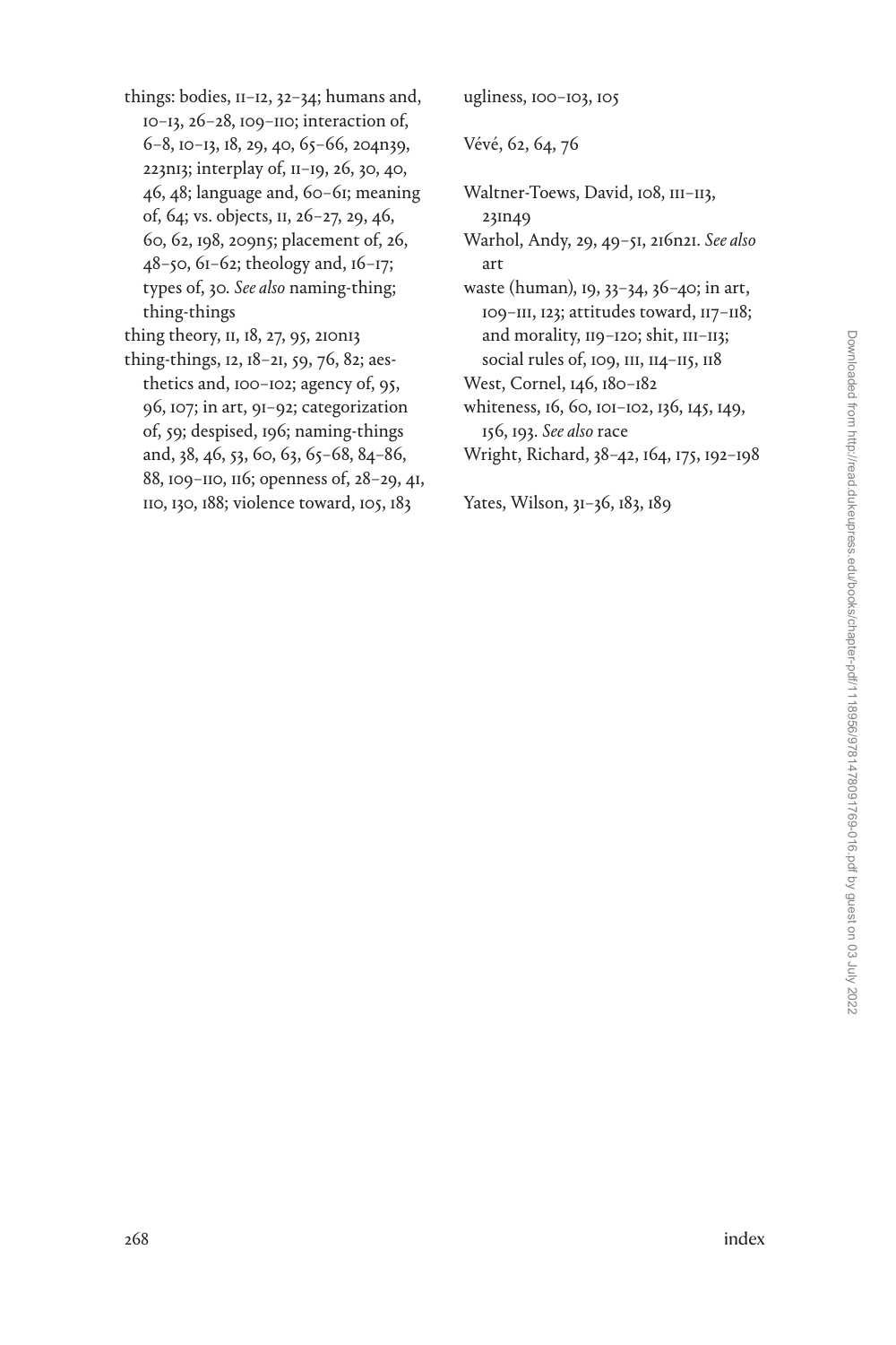things: bodies, 11–12, 32–34; humans and, 10–13, 26–28, 109–110; interaction of, 6–8, 10–13, 18, 29, 40, 65–66, 204n39, 223n13; interplay of, 11–19, 26, 30, 40, 46, 48; language and, 60–61; meaning of, 64; vs. objects, 11, 26–27, 29, 46, 60, 62, 198, 209n5; placement of, 26, 48–50, 61–62; theology and, 16–17; types of, 30. *See also* naming-thing; thing-things

thing theory, 11, 18, 27, 95, 210n13

thing-things, 12, 18–21, 59, 76, 82; aesthetics and, 100–102; agency of, 95, 96, 107; in art, 91–92; categorization of, 59; despised, 196; naming-things and, 38, 46, 53, 60, 63, 65–68, 84–86, 88, 109–110, 116; openness of, 28–29, 41, 110, 130, 188; violence toward, 105, 183

ugliness, 100–103, 105

Vévé, 62, 64, 76

Waltner-Toews, David, 108, 111–113, 231n49

Warhol, Andy, 29, 49–51, 216n21. *See also* art

waste (human), 19, 33–34, 36–40; in art, 109–111, 123; attitudes toward, 117–118; and morality, 119–120; shit, 111–113; social rules of, 109, 111, 114–115, 118

West, Cornel, 146, 180–182

whiteness, 16, 60, 101–102, 136, 145, 149, 156, 193. *See also* race

Wright, Richard, 38–42, 164, 175, 192–198

Yates, Wilson, 31–36, 183, 189